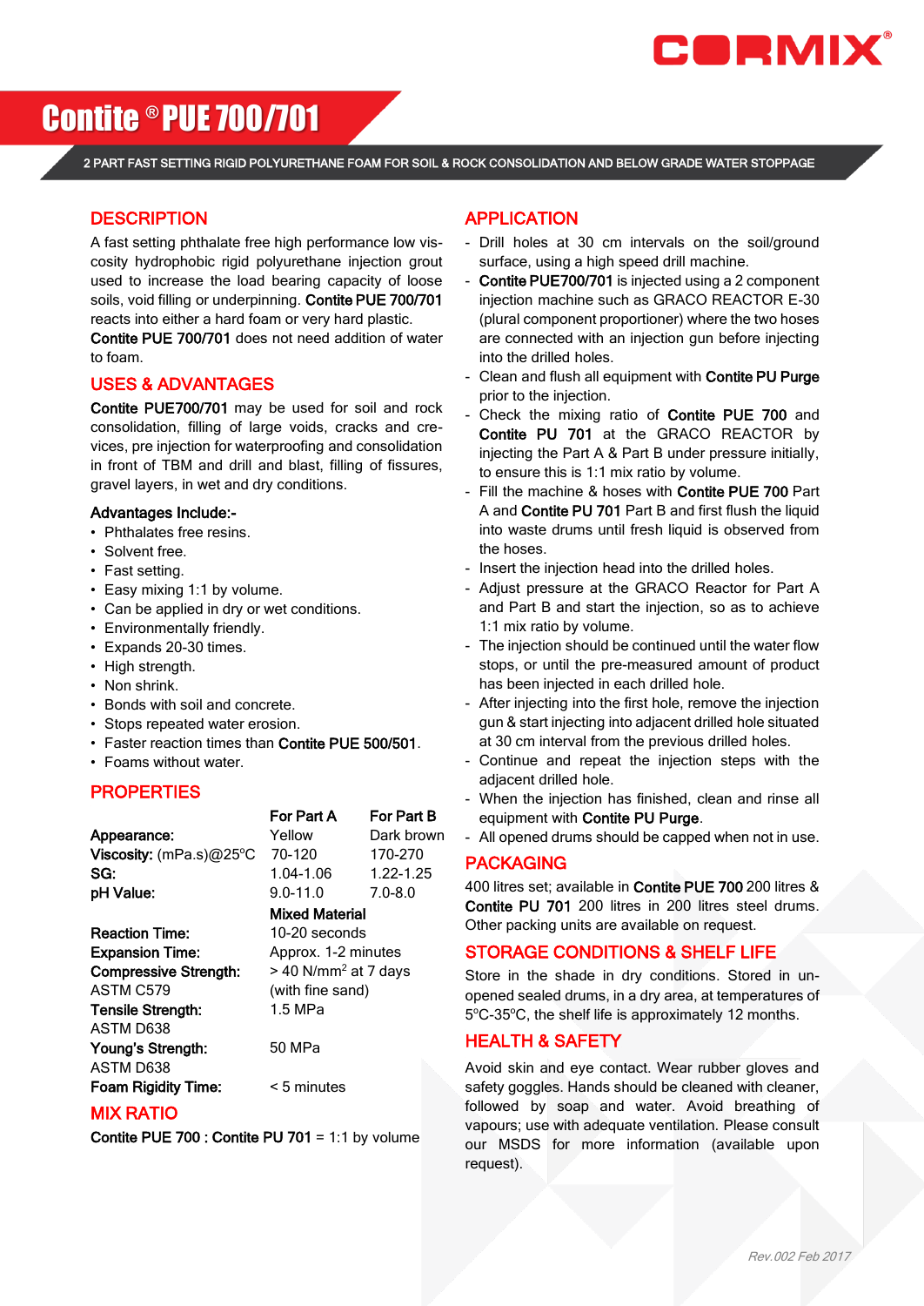# Contite® PUE 700/701

**2 PART FAST SETTING RIGID POLYURETHANE FOAM FOR SOIL & ROCK CONSOLIDATION AND BELOW GRADE WATER STOPPAGE**

## DESCRIPTION

A fast setting phthalate free high performance low viscosity hydrophobic rigid polyurethane injection grout used to increase the load bearing capacity of loose soils, void filling or underpinning. **Contite PUE 700/701** reacts into either a hard foam or very hard plastic. **Contite PUE 700/701** does not need addition of water to foam.

## USES & ADVANTAGES

**Contite PUE700/701** may be used for soil and rock consolidation, filling of large voids, cracks and crevices, pre injection for waterproofing and consolidation in front of TBM and drill and blast, filling of fissures, gravel layers, in wet and dry conditions.

**Advantages Include:-**

- Phthalates free resins.
- Solvent free.
- Fast setting.
- Easy mixing 1:1 by volume.
- Can be applied in dry or wet conditions.
- Environmentally friendly.
- Expands 20-30 times.
- High strength.
- Non shrink.
- Bonds with soil and concrete.
- Stops repeated water erosion.
- Faster reaction times than **Contite PUE 500/501**.
- Foams without water.

## PROPERTIES

| | For Part A | For Part B |
|---|---|---|
| **Appearance:** | Yellow | Dark brown |
| **Viscosity:** (mPa.s)@25°C | 70-120 | 170-270 |
| **SG:** | 1.04-1.06 | 1.22-1.25 |
| **pH Value:** | 9.0-11.0 | 7.0-8.0 |
| | **Mixed Material** | |
| **Reaction Time:** | 10-20 seconds | |
| **Expansion Time:** | Approx. 1-2 minutes | |
| **Compressive Strength:** ASTM C579 | > 40 N/mm² at 7 days (with fine sand) | |
| **Tensile Strength:** ASTM D638 | 1.5 MPa | |
| **Young's Strength:** ASTM D638 | 50 MPa | |
| **Foam Rigidity Time:** | < 5 minutes | |

## MIX RATIO

**Contite PUE 700 : Contite PU 701** = 1:1 by volume

## APPLICATION

- Drill holes at 30 cm intervals on the soil/ground surface, using a high speed drill machine.
- **Contite PUE700/701** is injected using a 2 component injection machine such as GRACO REACTOR E-30 (plural component proportioner) where the two hoses are connected with an injection gun before injecting into the drilled holes.
- Clean and flush all equipment with **Contite PU Purge** prior to the injection.
- Check the mixing ratio of **Contite PUE 700** and **Contite PU 701** at the GRACO REACTOR by injecting the Part A & Part B under pressure initially, to ensure this is 1:1 mix ratio by volume.
- Fill the machine & hoses with **Contite PUE 700** Part A and **Contite PU 701** Part B and first flush the liquid into waste drums until fresh liquid is observed from the hoses.
- Insert the injection head into the drilled holes.
- Adjust pressure at the GRACO Reactor for Part A and Part B and start the injection, so as to achieve 1:1 mix ratio by volume.
- The injection should be continued until the water flow stops, or until the pre-measured amount of product has been injected in each drilled hole.
- After injecting into the first hole, remove the injection gun & start injecting into adjacent drilled hole situated at 30 cm interval from the previous drilled holes.
- Continue and repeat the injection steps with the adjacent drilled hole.
- When the injection has finished, clean and rinse all equipment with **Contite PU Purge**.
- All opened drums should be capped when not in use.

## PACKAGING

400 litres set; available in **Contite PUE 700** 200 litres & **Contite PU 701** 200 litres in 200 litres steel drums. Other packing units are available on request.

## STORAGE CONDITIONS & SHELF LIFE

Store in the shade in dry conditions. Stored in unopened sealed drums, in a dry area, at temperatures of 5°C-35°C, the shelf life is approximately 12 months.

## HEALTH & SAFETY

Avoid skin and eye contact. Wear rubber gloves and safety goggles. Hands should be cleaned with cleaner, followed by soap and water. Avoid breathing of vapours; use with adequate ventilation. Please consult our MSDS for more information (available upon request).

*Rev.002 Feb 2017*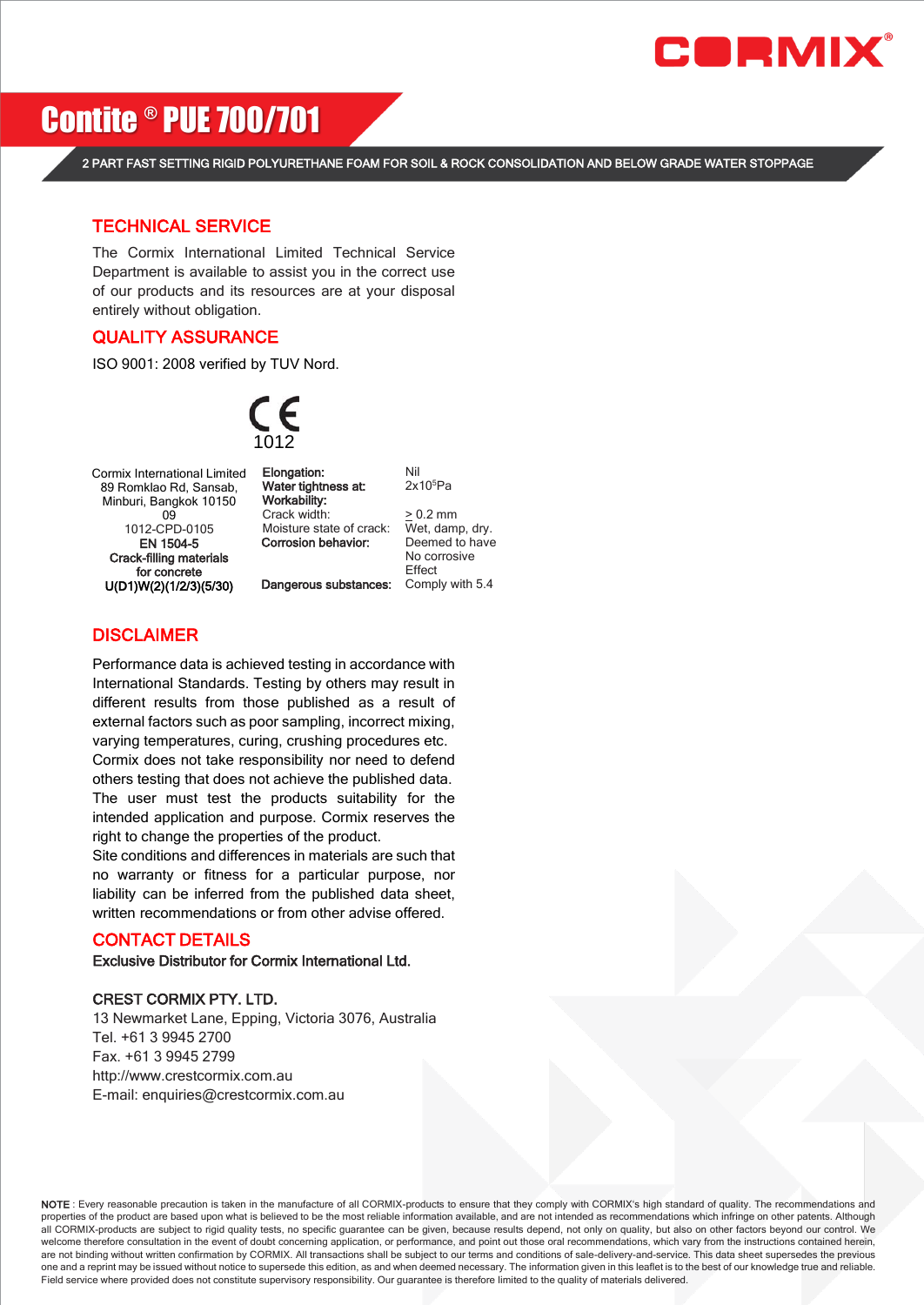# Contite ® PUE 700/701

2 PART FAST SETTING RIGID POLYURETHANE FOAM FOR SOIL & ROCK CONSOLIDATION AND BELOW GRADE WATER STOPPAGE

## TECHNICAL SERVICE

The Cormix International Limited Technical Service Department is available to assist you in the correct use of our products and its resources are at your disposal entirely without obligation.

## QUALITY ASSURANCE

ISO 9001: 2008 verified by TUV Nord.

CE
1012

Cormix International Limited
89 Romklao Rd, Sansab,
Minburi, Bangkok 10150
09
1012-CPD-0105
**EN 1504-5**
**Crack-filling materials for concrete**
**U(D1)W(2)(1/2/3)(5/30)**

| | |
|---|---|
| **Elongation:** | Nil |
| **Water tightness at:** | $2x10^5$Pa |
| **Workability:** | |
| Crack width: | $\geq$ 0.2 mm |
| Moisture state of crack: | Wet, damp, dry. |
| **Corrosion behavior:** | Deemed to have No corrosive Effect |
| **Dangerous substances:** | Comply with 5.4 |

## DISCLAIMER

Performance data is achieved testing in accordance with International Standards. Testing by others may result in different results from those published as a result of external factors such as poor sampling, incorrect mixing, varying temperatures, curing, crushing procedures etc. Cormix does not take responsibility nor need to defend others testing that does not achieve the published data. The user must test the products suitability for the intended application and purpose. Cormix reserves the right to change the properties of the product.
Site conditions and differences in materials are such that no warranty or fitness for a particular purpose, nor liability can be inferred from the published data sheet, written recommendations or from other advise offered.

## CONTACT DETAILS

**Exclusive Distributor for Cormix International Ltd.**

**CREST CORMIX PTY. LTD.**
13 Newmarket Lane, Epping, Victoria 3076, Australia
Tel. +61 3 9945 2700
Fax. +61 3 9945 2799
http://www.crestcormix.com.au
E-mail: enquiries@crestcormix.com.au

**NOTE** : Every reasonable precaution is taken in the manufacture of all CORMIX-products to ensure that they comply with CORMIX's high standard of quality. The recommendations and properties of the product are based upon what is believed to be the most reliable information available, and are not intended as recommendations which infringe on other patents. Although all CORMIX-products are subject to rigid quality tests, no specific guarantee can be given, because results depend, not only on quality, but also on other factors beyond our control. We welcome therefore consultation in the event of doubt concerning application, or performance, and point out those oral recommendations, which vary from the instructions contained herein, are not binding without written confirmation by CORMIX. All transactions shall be subject to our terms and conditions of sale-delivery-and-service. This data sheet supersedes the previous one and a reprint may be issued without notice to supersede this edition, as and when deemed necessary. The information given in this leaflet is to the best of our knowledge true and reliable. Field service where provided does not constitute supervisory responsibility. Our guarantee is therefore limited to the quality of materials delivered.